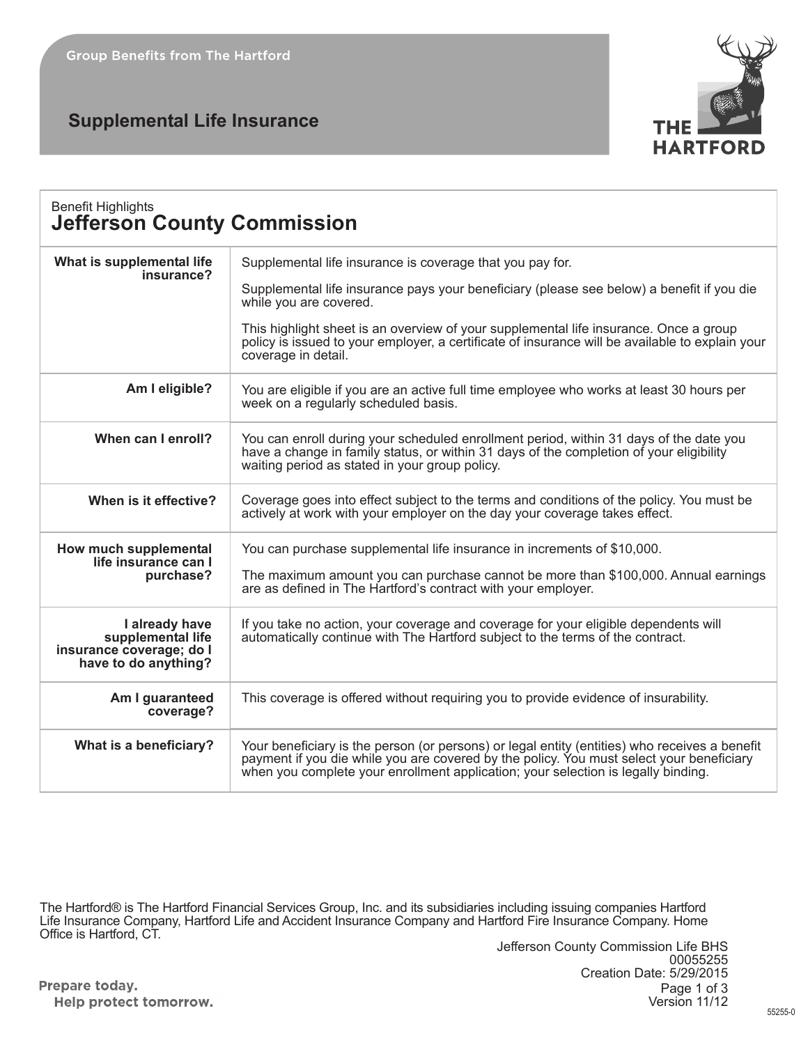Group Benefits from The Hartford

# Supplemental Life Insurance

Benefit Highlights

## Jefferson County Commission

| | |
|---|---|
| **What is supplemental life insurance?** | Supplemental life insurance is coverage that you pay for.<br><br>Supplemental life insurance pays your beneficiary (please see below) a benefit if you die while you are covered.<br><br>This highlight sheet is an overview of your supplemental life insurance. Once a group policy is issued to your employer, a certificate of insurance will be available to explain your coverage in detail. |
| **Am I eligible?** | You are eligible if you are an active full time employee who works at least 30 hours per week on a regularly scheduled basis. |
| **When can I enroll?** | You can enroll during your scheduled enrollment period, within 31 days of the date you have a change in family status, or within 31 days of the completion of your eligibility waiting period as stated in your group policy. |
| **When is it effective?** | Coverage goes into effect subject to the terms and conditions of the policy. You must be actively at work with your employer on the day your coverage takes effect. |
| **How much supplemental life insurance can I purchase?** | You can purchase supplemental life insurance in increments of $10,000.<br><br>The maximum amount you can purchase cannot be more than $100,000. Annual earnings are as defined in The Hartford's contract with your employer. |
| **I already have supplemental life insurance coverage; do I have to do anything?** | If you take no action, your coverage and coverage for your eligible dependents will automatically continue with The Hartford subject to the terms of the contract. |
| **Am I guaranteed coverage?** | This coverage is offered without requiring you to provide evidence of insurability. |
| **What is a beneficiary?** | Your beneficiary is the person (or persons) or legal entity (entities) who receives a benefit payment if you die while you are covered by the policy. You must select your beneficiary when you complete your enrollment application; your selection is legally binding. |

The Hartford® is The Hartford Financial Services Group, Inc. and its subsidiaries including issuing companies Hartford Life Insurance Company, Hartford Life and Accident Insurance Company and Hartford Fire Insurance Company. Home Office is Hartford, CT.

Prepare today.
Help protect tomorrow.

Jefferson County Commission Life BHS
00055255
Creation Date: 5/29/2015
Version 11/12

55255-0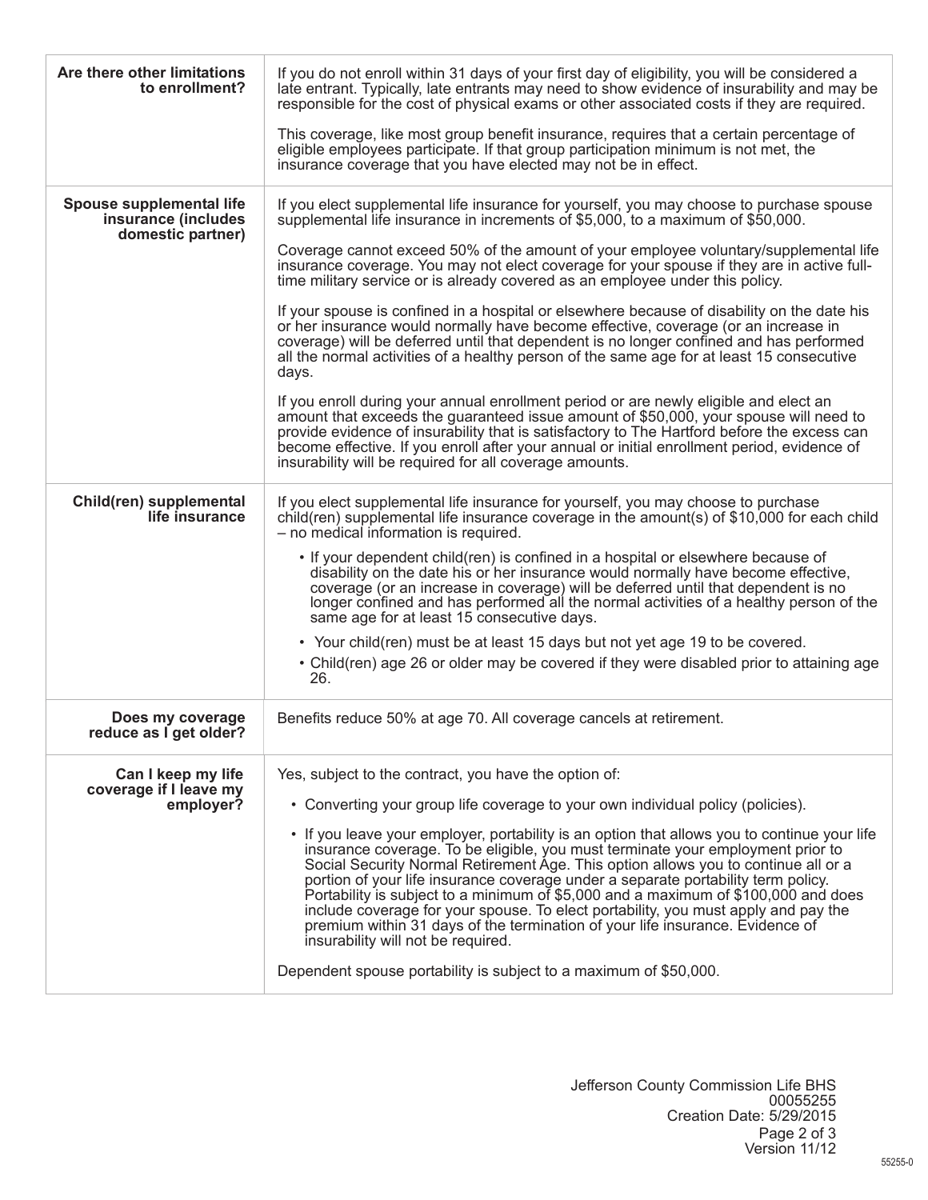| | |
|---|---|
| **Are there other limitations to enrollment?** | If you do not enroll within 31 days of your first day of eligibility, you will be considered a late entrant. Typically, late entrants may need to show evidence of insurability and may be responsible for the cost of physical exams or other associated costs if they are required.<br><br>This coverage, like most group benefit insurance, requires that a certain percentage of eligible employees participate. If that group participation minimum is not met, the insurance coverage that you have elected may not be in effect. |
| **Spouse supplemental life insurance (includes domestic partner)** | If you elect supplemental life insurance for yourself, you may choose to purchase spouse supplemental life insurance in increments of $5,000, to a maximum of $50,000.<br><br>Coverage cannot exceed 50% of the amount of your employee voluntary/supplemental life insurance coverage. You may not elect coverage for your spouse if they are in active full-time military service or is already covered as an employee under this policy.<br><br>If your spouse is confined in a hospital or elsewhere because of disability on the date his or her insurance would normally have become effective, coverage (or an increase in coverage) will be deferred until that dependent is no longer confined and has performed all the normal activities of a healthy person of the same age for at least 15 consecutive days.<br><br>If you enroll during your annual enrollment period or are newly eligible and elect an amount that exceeds the guaranteed issue amount of $50,000, your spouse will need to provide evidence of insurability that is satisfactory to The Hartford before the excess can become effective. If you enroll after your annual or initial enrollment period, evidence of insurability will be required for all coverage amounts. |
| **Child(ren) supplemental life insurance** | If you elect supplemental life insurance for yourself, you may choose to purchase child(ren) supplemental life insurance coverage in the amount(s) of $10,000 for each child – no medical information is required.<br><br>• If your dependent child(ren) is confined in a hospital or elsewhere because of disability on the date his or her insurance would normally have become effective, coverage (or an increase in coverage) will be deferred until that dependent is no longer confined and has performed all the normal activities of a healthy person of the same age for at least 15 consecutive days.<br>• Your child(ren) must be at least 15 days but not yet age 19 to be covered.<br>• Child(ren) age 26 or older may be covered if they were disabled prior to attaining age 26. |
| **Does my coverage reduce as I get older?** | Benefits reduce 50% at age 70. All coverage cancels at retirement. |
| **Can I keep my life coverage if I leave my employer?** | Yes, subject to the contract, you have the option of:<br><br>• Converting your group life coverage to your own individual policy (policies).<br>• If you leave your employer, portability is an option that allows you to continue your life insurance coverage. To be eligible, you must terminate your employment prior to Social Security Normal Retirement Age. This option allows you to continue all or a portion of your life insurance coverage under a separate portability term policy. Portability is subject to a minimum of $5,000 and a maximum of $100,000 and does include coverage for your spouse. To elect portability, you must apply and pay the premium within 31 days of the termination of your life insurance. Evidence of insurability will not be required.<br><br>Dependent spouse portability is subject to a maximum of $50,000. |

Jefferson County Commission Life BHS
00055255
Creation Date: 5/29/2015
Version 11/12

55255-0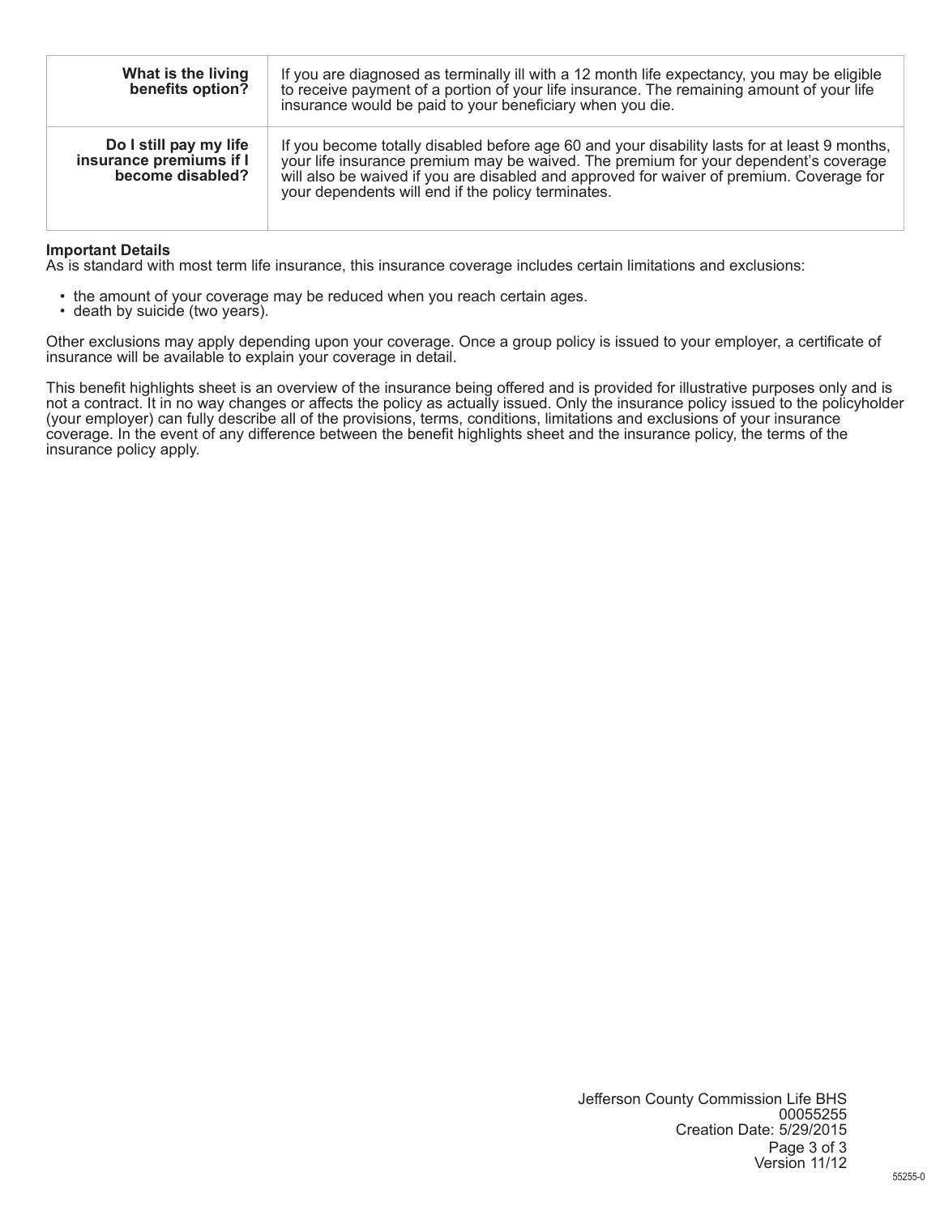| | |
|---|---|
| **What is the living benefits option?** | If you are diagnosed as terminally ill with a 12 month life expectancy, you may be eligible to receive payment of a portion of your life insurance. The remaining amount of your life insurance would be paid to your beneficiary when you die. |
| **Do I still pay my life insurance premiums if I become disabled?** | If you become totally disabled before age 60 and your disability lasts for at least 9 months, your life insurance premium may be waived. The premium for your dependent's coverage will also be waived if you are disabled and approved for waiver of premium. Coverage for your dependents will end if the policy terminates. |

**Important Details**
As is standard with most term life insurance, this insurance coverage includes certain limitations and exclusions:

- the amount of your coverage may be reduced when you reach certain ages.
- death by suicide (two years).

Other exclusions may apply depending upon your coverage. Once a group policy is issued to your employer, a certificate of insurance will be available to explain your coverage in detail.

This benefit highlights sheet is an overview of the insurance being offered and is provided for illustrative purposes only and is not a contract. It in no way changes or affects the policy as actually issued. Only the insurance policy issued to the policyholder (your employer) can fully describe all of the provisions, terms, conditions, limitations and exclusions of your insurance coverage. In the event of any difference between the benefit highlights sheet and the insurance policy, the terms of the insurance policy apply.

Jefferson County Commission Life BHS
00055255
Creation Date: 5/29/2015
Version 11/12

55255-0